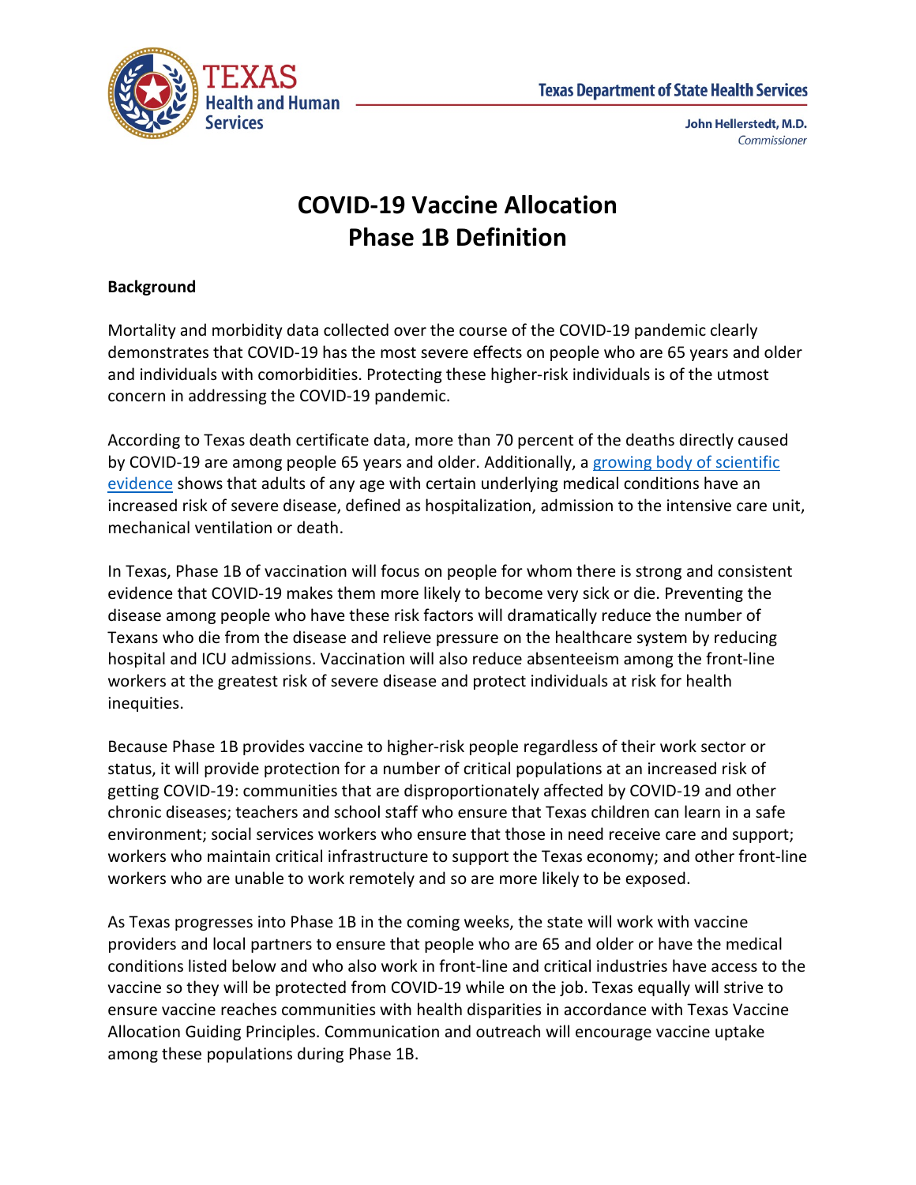Texas Department of State Health Services

John Hellerstedt, M.D.
*Commissioner*

# COVID-19 Vaccine Allocation Phase 1B Definition

**Background**

Mortality and morbidity data collected over the course of the COVID-19 pandemic clearly demonstrates that COVID-19 has the most severe effects on people who are 65 years and older and individuals with comorbidities. Protecting these higher-risk individuals is of the utmost concern in addressing the COVID-19 pandemic.

According to Texas death certificate data, more than 70 percent of the deaths directly caused by COVID-19 are among people 65 years and older. Additionally, a growing body of scientific evidence shows that adults of any age with certain underlying medical conditions have an increased risk of severe disease, defined as hospitalization, admission to the intensive care unit, mechanical ventilation or death.

In Texas, Phase 1B of vaccination will focus on people for whom there is strong and consistent evidence that COVID-19 makes them more likely to become very sick or die. Preventing the disease among people who have these risk factors will dramatically reduce the number of Texans who die from the disease and relieve pressure on the healthcare system by reducing hospital and ICU admissions. Vaccination will also reduce absenteeism among the front-line workers at the greatest risk of severe disease and protect individuals at risk for health inequities.

Because Phase 1B provides vaccine to higher-risk people regardless of their work sector or status, it will provide protection for a number of critical populations at an increased risk of getting COVID-19: communities that are disproportionately affected by COVID-19 and other chronic diseases; teachers and school staff who ensure that Texas children can learn in a safe environment; social services workers who ensure that those in need receive care and support; workers who maintain critical infrastructure to support the Texas economy; and other front-line workers who are unable to work remotely and so are more likely to be exposed.

As Texas progresses into Phase 1B in the coming weeks, the state will work with vaccine providers and local partners to ensure that people who are 65 and older or have the medical conditions listed below and who also work in front-line and critical industries have access to the vaccine so they will be protected from COVID-19 while on the job. Texas equally will strive to ensure vaccine reaches communities with health disparities in accordance with Texas Vaccine Allocation Guiding Principles. Communication and outreach will encourage vaccine uptake among these populations during Phase 1B.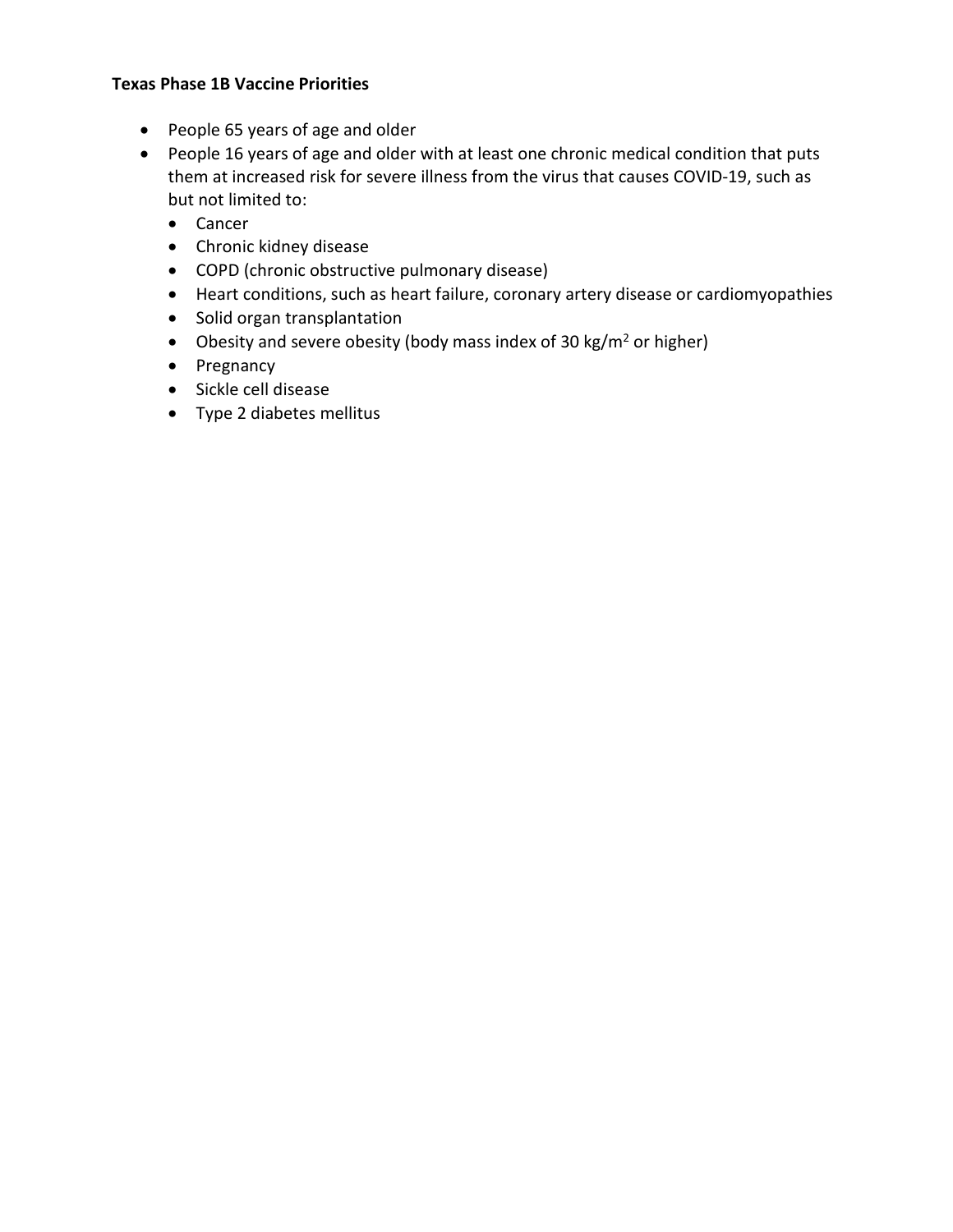**Texas Phase 1B Vaccine Priorities**

- People 65 years of age and older
- People 16 years of age and older with at least one chronic medical condition that puts them at increased risk for severe illness from the virus that causes COVID-19, such as but not limited to:
  - Cancer
  - Chronic kidney disease
  - COPD (chronic obstructive pulmonary disease)
  - Heart conditions, such as heart failure, coronary artery disease or cardiomyopathies
  - Solid organ transplantation
  - Obesity and severe obesity (body mass index of 30 $kg/m^2$ or higher)
  - Pregnancy
  - Sickle cell disease
  - Type 2 diabetes mellitus